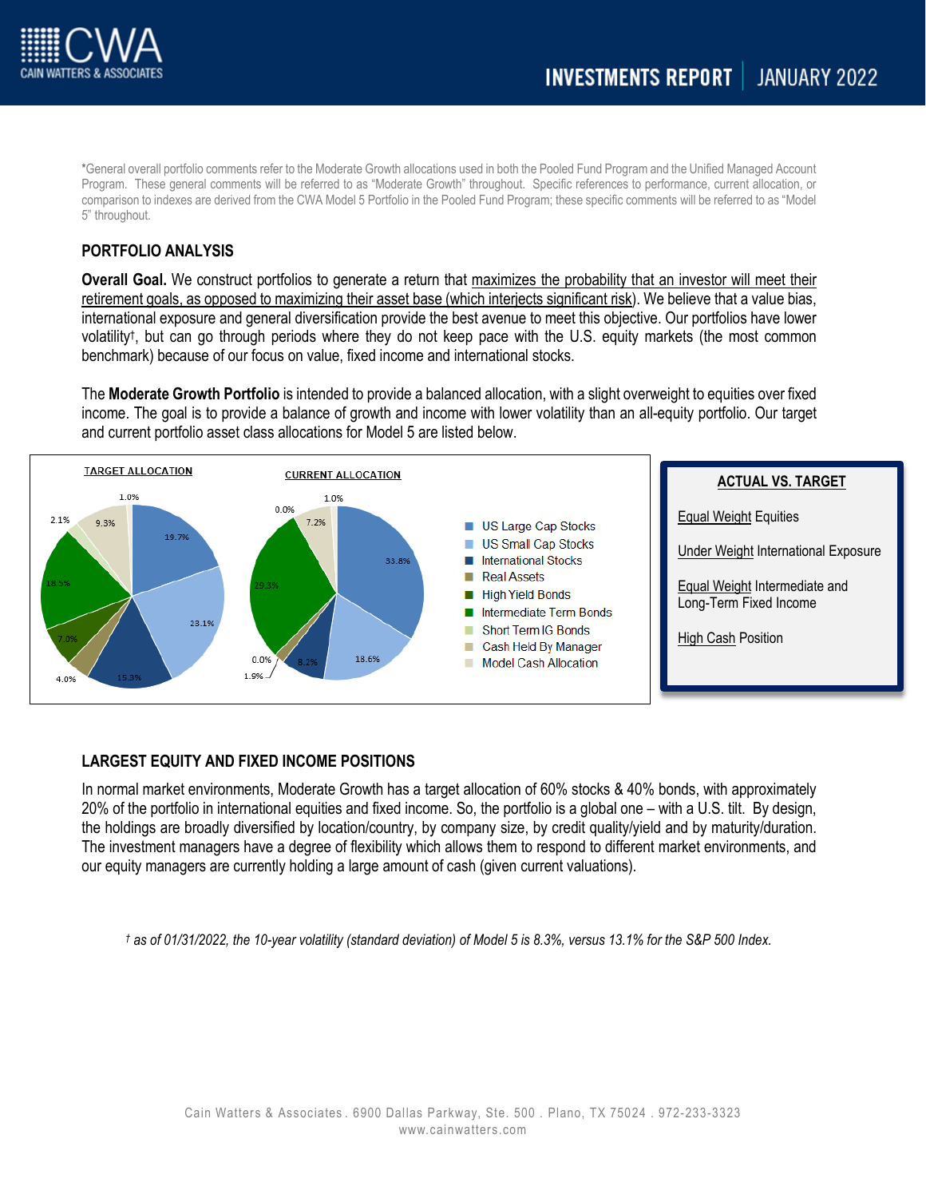*General overall portfolio comments refer to the Moderate Growth allocations used in both the Pooled Fund Program and the Unified Managed Account Program. These general comments will be referred to as "Moderate Growth" throughout. Specific references to performance, current allocation, or comparison to indexes are derived from the CWA Model 5 Portfolio in the Pooled Fund Program; these specific comments will be referred to as "Model 5" throughout.

## PORTFOLIO ANALYSIS

**Overall Goal.** We construct portfolios to generate a return that maximizes the probability that an investor will meet their retirement goals, as opposed to maximizing their asset base (which interjects significant risk). We believe that a value bias, international exposure and general diversification provide the best avenue to meet this objective. Our portfolios have lower volatility†, but can go through periods where they do not keep pace with the U.S. equity markets (the most common benchmark) because of our focus on value, fixed income and international stocks.

The **Moderate Growth Portfolio** is intended to provide a balanced allocation, with a slight overweight to equities over fixed income. The goal is to provide a balance of growth and income with lower volatility than an all-equity portfolio. Our target and current portfolio asset class allocations for Model 5 are listed below.

| Asset Class | Target Allocation | Current Allocation |
|---|---|---|
| US Large Cap Stocks | 19.7% | 33.8% |
| US Small Cap Stocks | 23.1% | 18.6% |
| International Stocks | 15.3% | 8.2% |
| Real Assets | 4.0% | 1.9% |
| High Yield Bonds | 7.0% | 0.0% |
| Intermediate Term Bonds | 18.5% | 29.3% |
| Short Term IG Bonds | 2.1% | 0.0% |
| Cash Held By Manager | 9.3% | 7.2% |
| Model Cash Allocation | 1.0% | 1.0% |

**ACTUAL VS. TARGET**

- Equal Weight Equities
- Under Weight International Exposure
- Equal Weight Intermediate and Long-Term Fixed Income
- High Cash Position

## LARGEST EQUITY AND FIXED INCOME POSITIONS

In normal market environments, Moderate Growth has a target allocation of 60% stocks & 40% bonds, with approximately 20% of the portfolio in international equities and fixed income. So, the portfolio is a global one – with a U.S. tilt. By design, the holdings are broadly diversified by location/country, by company size, by credit quality/yield and by maturity/duration. The investment managers have a degree of flexibility which allows them to respond to different market environments, and our equity managers are currently holding a large amount of cash (given current valuations).

*† as of 01/31/2022, the 10-year volatility (standard deviation) of Model 5 is 8.3%, versus 13.1% for the S&P 500 Index.*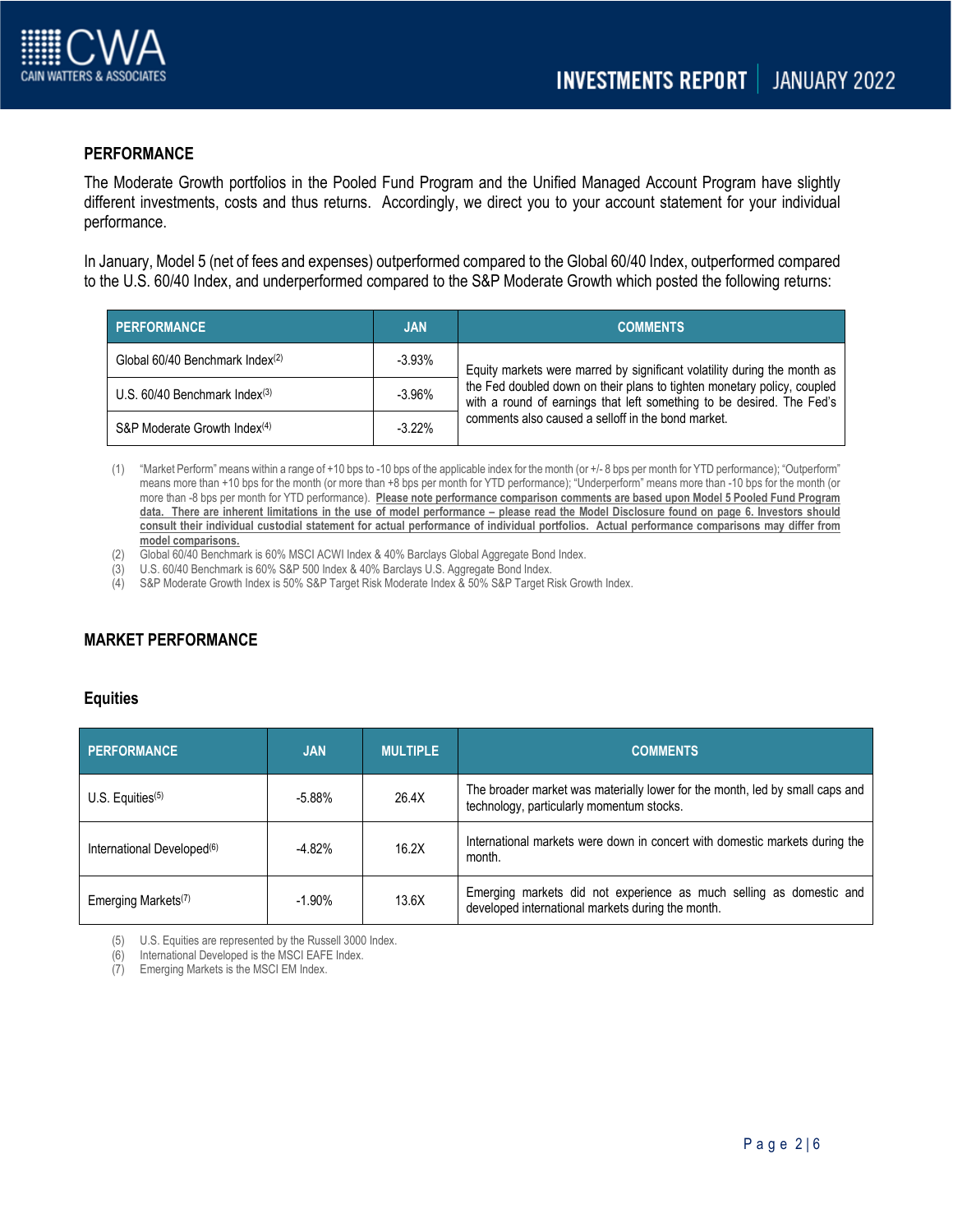## PERFORMANCE

The Moderate Growth portfolios in the Pooled Fund Program and the Unified Managed Account Program have slightly different investments, costs and thus returns. Accordingly, we direct you to your account statement for your individual performance.

In January, Model 5 (net of fees and expenses) outperformed compared to the Global 60/40 Index, outperformed compared to the U.S. 60/40 Index, and underperformed compared to the S&P Moderate Growth which posted the following returns:

| PERFORMANCE | JAN | COMMENTS |
|---|---|---|
| Global 60/40 Benchmark Index[2] | -3.93% | Equity markets were marred by significant volatility during the month as the Fed doubled down on their plans to tighten monetary policy, coupled with a round of earnings that left something to be desired. The Fed's comments also caused a selloff in the bond market. |
| U.S. 60/40 Benchmark Index[3] | -3.96% | |
| S&P Moderate Growth Index[4] | -3.22% | |

(1) "Market Perform" means within a range of +10 bps to -10 bps of the applicable index for the month (or +/- 8 bps per month for YTD performance); "Outperform" means more than +10 bps for the month (or more than +8 bps per month for YTD performance); "Underperform" means more than -10 bps for the month (or more than -8 bps per month for YTD performance). **Please note performance comparison comments are based upon Model 5 Pooled Fund Program data. There are inherent limitations in the use of model performance – please read the Model Disclosure found on page 6. Investors should consult their individual custodial statement for actual performance of individual portfolios. Actual performance comparisons may differ from model comparisons.**

(2) Global 60/40 Benchmark is 60% MSCI ACWI Index & 40% Barclays Global Aggregate Bond Index.

(3) U.S. 60/40 Benchmark is 60% S&P 500 Index & 40% Barclays U.S. Aggregate Bond Index.

(4) S&P Moderate Growth Index is 50% S&P Target Risk Moderate Index & 50% S&P Target Risk Growth Index.

## MARKET PERFORMANCE

### Equities

| PERFORMANCE | JAN | MULTIPLE | COMMENTS |
|---|---|---|---|
| U.S. Equities[5] | -5.88% | 26.4X | The broader market was materially lower for the month, led by small caps and technology, particularly momentum stocks. |
| International Developed[6] | -4.82% | 16.2X | International markets were down in concert with domestic markets during the month. |
| Emerging Markets[7] | -1.90% | 13.6X | Emerging markets did not experience as much selling as domestic and developed international markets during the month. |

(5) U.S. Equities are represented by the Russell 3000 Index.

(6) International Developed is the MSCI EAFE Index.

(7) Emerging Markets is the MSCI EM Index.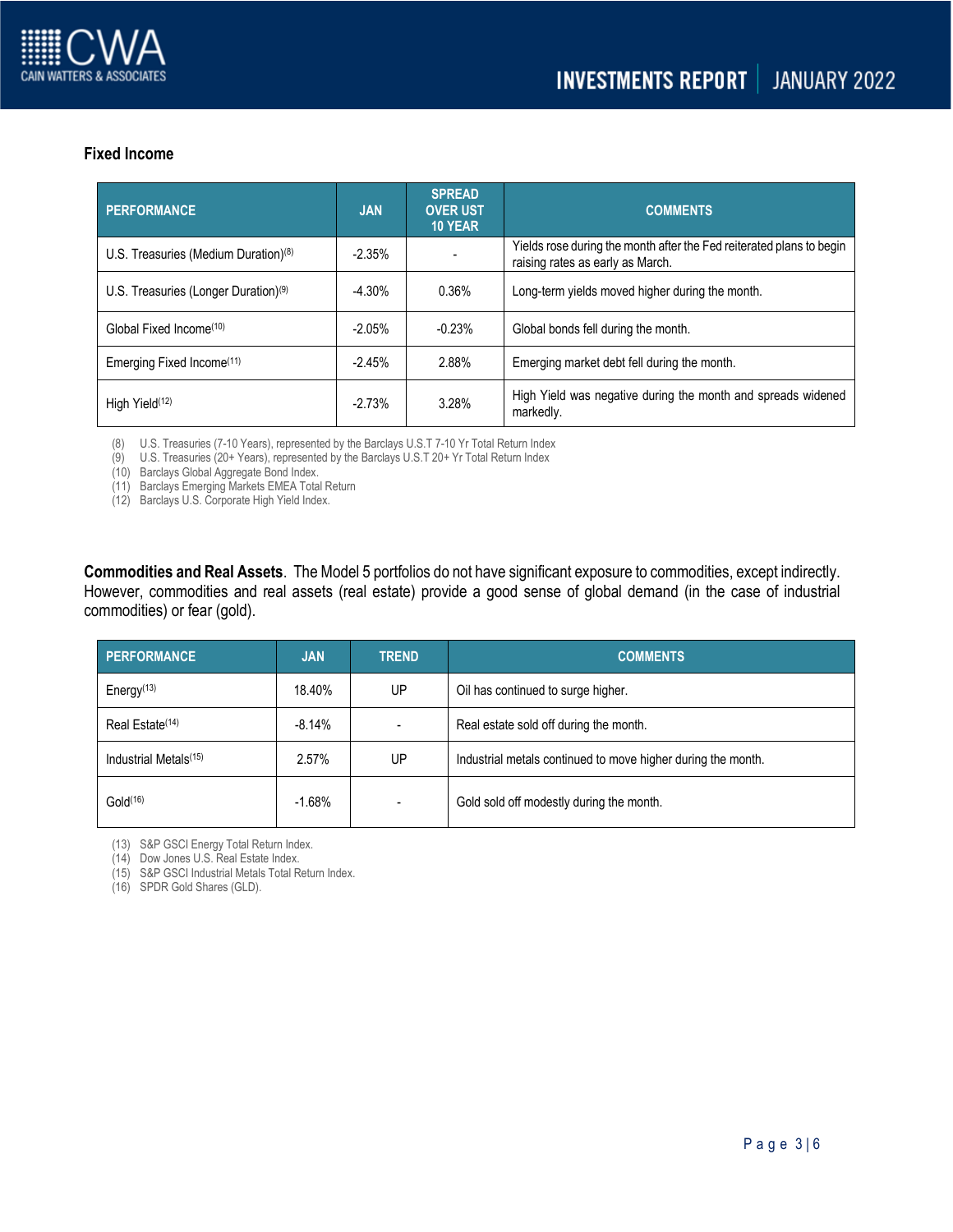### Fixed Income

| PERFORMANCE | JAN | SPREAD OVER UST 10 YEAR | COMMENTS |
|---|---|---|---|
| U.S. Treasuries (Medium Duration)[8] | -2.35% | - | Yields rose during the month after the Fed reiterated plans to begin raising rates as early as March. |
| U.S. Treasuries (Longer Duration)[9] | -4.30% | 0.36% | Long-term yields moved higher during the month. |
| Global Fixed Income[10] | -2.05% | -0.23% | Global bonds fell during the month. |
| Emerging Fixed Income[11] | -2.45% | 2.88% | Emerging market debt fell during the month. |
| High Yield[12] | -2.73% | 3.28% | High Yield was negative during the month and spreads widened markedly. |

(8) U.S. Treasuries (7-10 Years), represented by the Barclays U.S.T 7-10 Yr Total Return Index
(9) U.S. Treasuries (20+ Years), represented by the Barclays U.S.T 20+ Yr Total Return Index
(10) Barclays Global Aggregate Bond Index.
(11) Barclays Emerging Markets EMEA Total Return
(12) Barclays U.S. Corporate High Yield Index.

**Commodities and Real Assets**. The Model 5 portfolios do not have significant exposure to commodities, except indirectly. However, commodities and real assets (real estate) provide a good sense of global demand (in the case of industrial commodities) or fear (gold).

| PERFORMANCE | JAN | TREND | COMMENTS |
|---|---|---|---|
| Energy[13] | 18.40% | UP | Oil has continued to surge higher. |
| Real Estate[14] | -8.14% | - | Real estate sold off during the month. |
| Industrial Metals[15] | 2.57% | UP | Industrial metals continued to move higher during the month. |
| Gold[16] | -1.68% | - | Gold sold off modestly during the month. |

(13) S&P GSCI Energy Total Return Index.
(14) Dow Jones U.S. Real Estate Index.
(15) S&P GSCI Industrial Metals Total Return Index.
(16) SPDR Gold Shares (GLD).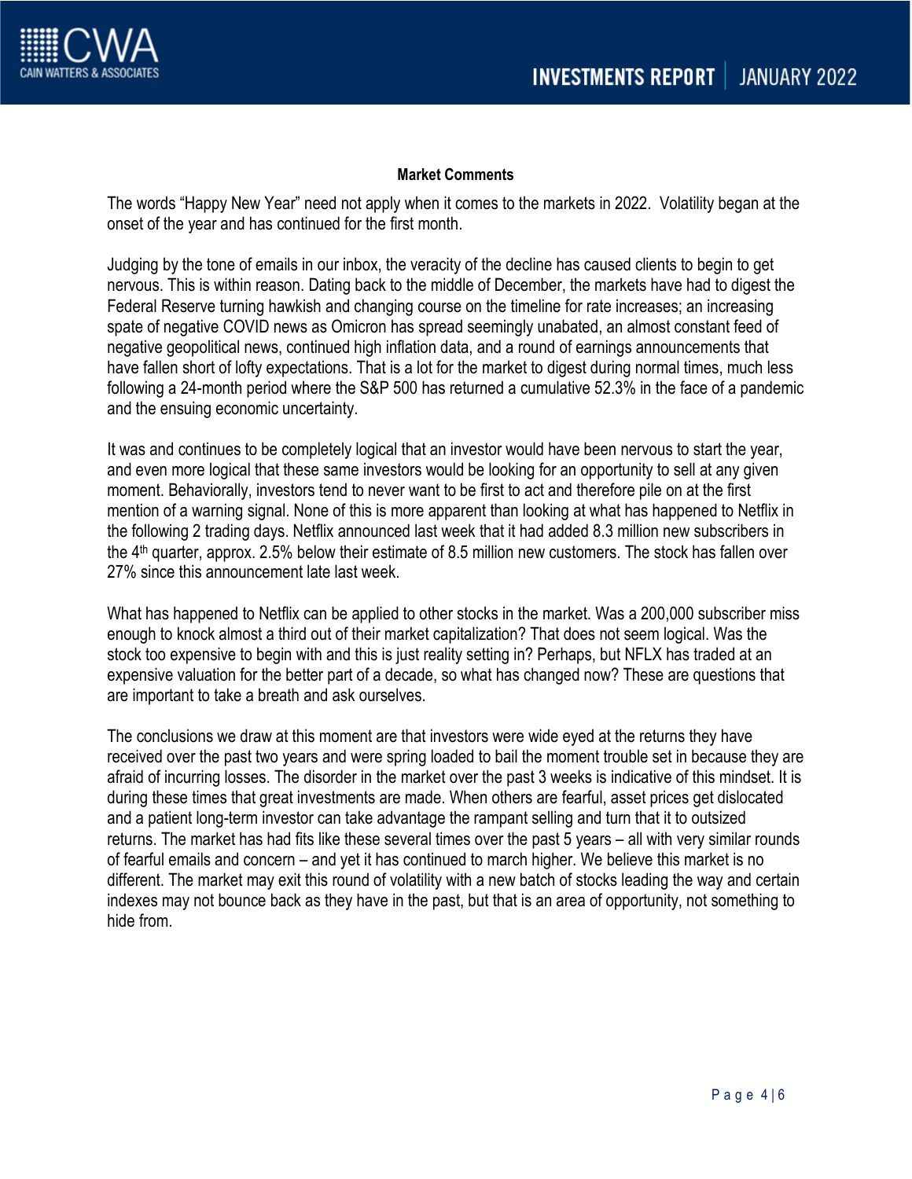## Market Comments

The words "Happy New Year" need not apply when it comes to the markets in 2022. Volatility began at the onset of the year and has continued for the first month.

Judging by the tone of emails in our inbox, the veracity of the decline has caused clients to begin to get nervous. This is within reason. Dating back to the middle of December, the markets have had to digest the Federal Reserve turning hawkish and changing course on the timeline for rate increases; an increasing spate of negative COVID news as Omicron has spread seemingly unabated, an almost constant feed of negative geopolitical news, continued high inflation data, and a round of earnings announcements that have fallen short of lofty expectations. That is a lot for the market to digest during normal times, much less following a 24-month period where the S&P 500 has returned a cumulative 52.3% in the face of a pandemic and the ensuing economic uncertainty.

It was and continues to be completely logical that an investor would have been nervous to start the year, and even more logical that these same investors would be looking for an opportunity to sell at any given moment. Behaviorally, investors tend to never want to be first to act and therefore pile on at the first mention of a warning signal. None of this is more apparent than looking at what has happened to Netflix in the following 2 trading days. Netflix announced last week that it had added 8.3 million new subscribers in the 4th quarter, approx. 2.5% below their estimate of 8.5 million new customers. The stock has fallen over 27% since this announcement late last week.

What has happened to Netflix can be applied to other stocks in the market. Was a 200,000 subscriber miss enough to knock almost a third out of their market capitalization? That does not seem logical. Was the stock too expensive to begin with and this is just reality setting in? Perhaps, but NFLX has traded at an expensive valuation for the better part of a decade, so what has changed now? These are questions that are important to take a breath and ask ourselves.

The conclusions we draw at this moment are that investors were wide eyed at the returns they have received over the past two years and were spring loaded to bail the moment trouble set in because they are afraid of incurring losses. The disorder in the market over the past 3 weeks is indicative of this mindset. It is during these times that great investments are made. When others are fearful, asset prices get dislocated and a patient long-term investor can take advantage the rampant selling and turn that it to outsized returns. The market has had fits like these several times over the past 5 years – all with very similar rounds of fearful emails and concern – and yet it has continued to march higher. We believe this market is no different. The market may exit this round of volatility with a new batch of stocks leading the way and certain indexes may not bounce back as they have in the past, but that is an area of opportunity, not something to hide from.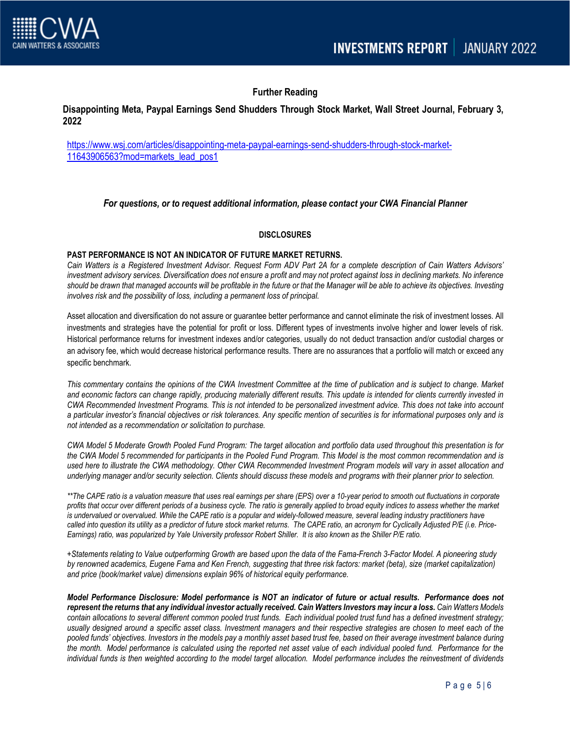## Further Reading

**Disappointing Meta, Paypal Earnings Send Shudders Through Stock Market, Wall Street Journal, February 3, 2022**

https://www.wsj.com/articles/disappointing-meta-paypal-earnings-send-shudders-through-stock-market-11643906563?mod=markets_lead_pos1

***For questions, or to request additional information, please contact your CWA Financial Planner***

**DISCLOSURES**

**PAST PERFORMANCE IS NOT AN INDICATOR OF FUTURE MARKET RETURNS.**
*Cain Watters is a Registered Investment Advisor. Request Form ADV Part 2A for a complete description of Cain Watters Advisors' investment advisory services. Diversification does not ensure a profit and may not protect against loss in declining markets. No inference should be drawn that managed accounts will be profitable in the future or that the Manager will be able to achieve its objectives. Investing involves risk and the possibility of loss, including a permanent loss of principal.*

Asset allocation and diversification do not assure or guarantee better performance and cannot eliminate the risk of investment losses. All investments and strategies have the potential for profit or loss. Different types of investments involve higher and lower levels of risk. Historical performance returns for investment indexes and/or categories, usually do not deduct transaction and/or custodial charges or an advisory fee, which would decrease historical performance results. There are no assurances that a portfolio will match or exceed any specific benchmark.

*This commentary contains the opinions of the CWA Investment Committee at the time of publication and is subject to change. Market and economic factors can change rapidly, producing materially different results. This update is intended for clients currently invested in CWA Recommended Investment Programs. This is not intended to be personalized investment advice. This does not take into account a particular investor's financial objectives or risk tolerances. Any specific mention of securities is for informational purposes only and is not intended as a recommendation or solicitation to purchase.*

*CWA Model 5 Moderate Growth Pooled Fund Program: The target allocation and portfolio data used throughout this presentation is for the CWA Model 5 recommended for participants in the Pooled Fund Program. This Model is the most common recommendation and is used here to illustrate the CWA methodology. Other CWA Recommended Investment Program models will vary in asset allocation and underlying manager and/or security selection. Clients should discuss these models and programs with their planner prior to selection.*

*\*\*The CAPE ratio is a valuation measure that uses real earnings per share (EPS) over a 10-year period to smooth out fluctuations in corporate profits that occur over different periods of a business cycle. The ratio is generally applied to broad equity indices to assess whether the market is undervalued or overvalued. While the CAPE ratio is a popular and widely-followed measure, several leading industry practitioners have called into question its utility as a predictor of future stock market returns. The CAPE ratio, an acronym for Cyclically Adjusted P/E (i.e. Price-Earnings) ratio, was popularized by Yale University professor Robert Shiller. It is also known as the Shiller P/E ratio.*

*+Statements relating to Value outperforming Growth are based upon the data of the Fama-French 3-Factor Model. A pioneering study by renowned academics, Eugene Fama and Ken French, suggesting that three risk factors: market (beta), size (market capitalization) and price (book/market value) dimensions explain 96% of historical equity performance.*

***Model Performance Disclosure: Model performance is NOT an indicator of future or actual results. Performance does not represent the returns that any individual investor actually received. Cain Watters Investors may incur a loss.*** *Cain Watters Models contain allocations to several different common pooled trust funds. Each individual pooled trust fund has a defined investment strategy; usually designed around a specific asset class. Investment managers and their respective strategies are chosen to meet each of the pooled funds' objectives. Investors in the models pay a monthly asset based trust fee, based on their average investment balance during the month. Model performance is calculated using the reported net asset value of each individual pooled fund. Performance for the individual funds is then weighted according to the model target allocation. Model performance includes the reinvestment of dividends*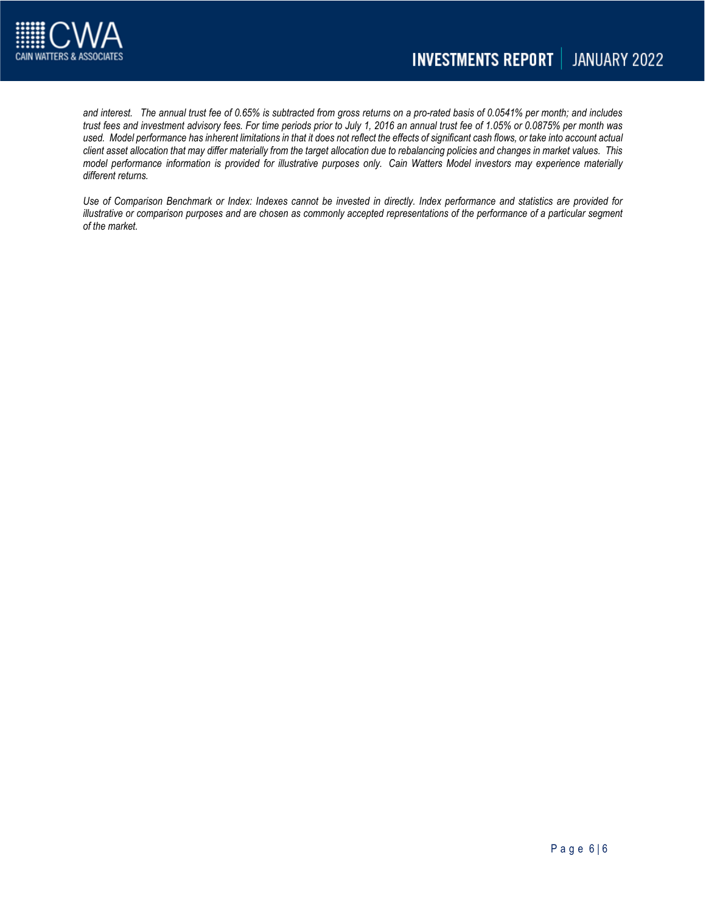*and interest. The annual trust fee of 0.65% is subtracted from gross returns on a pro-rated basis of 0.0541% per month; and includes trust fees and investment advisory fees. For time periods prior to July 1, 2016 an annual trust fee of 1.05% or 0.0875% per month was used. Model performance has inherent limitations in that it does not reflect the effects of significant cash flows, or take into account actual client asset allocation that may differ materially from the target allocation due to rebalancing policies and changes in market values. This model performance information is provided for illustrative purposes only. Cain Watters Model investors may experience materially different returns.*

*Use of Comparison Benchmark or Index: Indexes cannot be invested in directly. Index performance and statistics are provided for illustrative or comparison purposes and are chosen as commonly accepted representations of the performance of a particular segment of the market.*